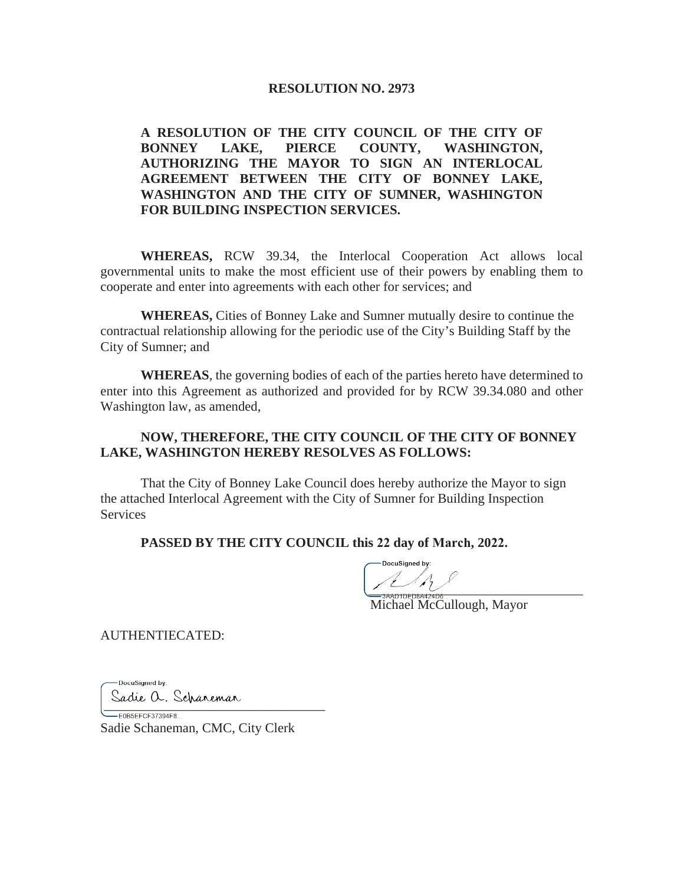# RESOLUTION NO. 2973

**A RESOLUTION OF THE CITY COUNCIL OF THE CITY OF BONNEY LAKE, PIERCE COUNTY, WASHINGTON, AUTHORIZING THE MAYOR TO SIGN AN INTERLOCAL AGREEMENT BETWEEN THE CITY OF BONNEY LAKE, WASHINGTON AND THE CITY OF SUMNER, WASHINGTON FOR BUILDING INSPECTION SERVICES.**

**WHEREAS,** RCW 39.34, the Interlocal Cooperation Act allows local governmental units to make the most efficient use of their powers by enabling them to cooperate and enter into agreements with each other for services; and

**WHEREAS,** Cities of Bonney Lake and Sumner mutually desire to continue the contractual relationship allowing for the periodic use of the City's Building Staff by the City of Sumner; and

**WHEREAS**, the governing bodies of each of the parties hereto have determined to enter into this Agreement as authorized and provided for by RCW 39.34.080 and other Washington law, as amended,

**NOW, THEREFORE, THE CITY COUNCIL OF THE CITY OF BONNEY LAKE, WASHINGTON HEREBY RESOLVES AS FOLLOWS:**

That the City of Bonney Lake Council does hereby authorize the Mayor to sign the attached Interlocal Agreement with the City of Sumner for Building Inspection Services

**PASSED BY THE CITY COUNCIL this 22 day of March, 2022.**

DocuSigned by:

3AAD1DED8A424D6

Michael McCullough, Mayor

AUTHENTIECATED:

DocuSigned by:

Sadie A. Schaneman

E0B5EFCF37394F8...

Sadie Schaneman, CMC, City Clerk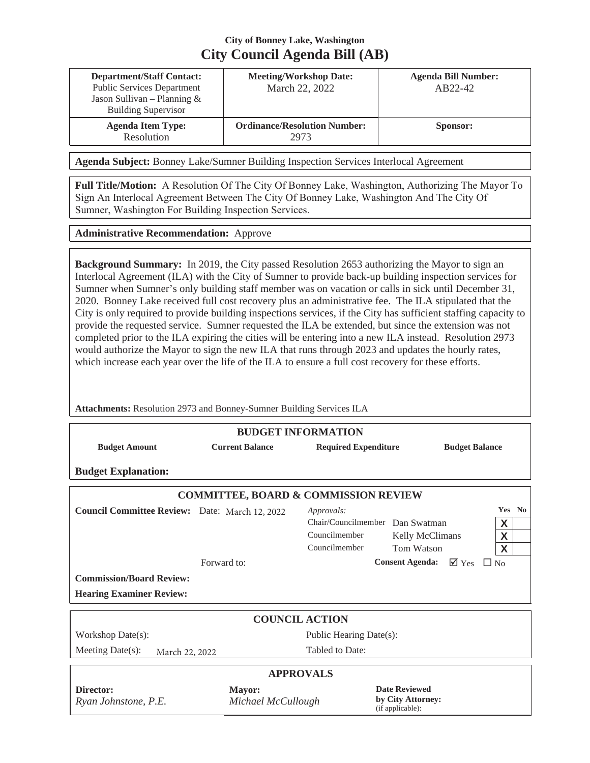**City of Bonney Lake, Washington**

# City Council Agenda Bill (AB)

| **Department/Staff Contact:** Public Services Department Jason Sullivan – Planning & Building Supervisor | **Meeting/Workshop Date:** March 22, 2022 | **Agenda Bill Number:** AB22-42 |
|---|---|---|
| **Agenda Item Type:** Resolution | **Ordinance/Resolution Number:** 2973 | **Sponsor:** |

**Agenda Subject:** Bonney Lake/Sumner Building Inspection Services Interlocal Agreement

**Full Title/Motion:** A Resolution Of The City Of Bonney Lake, Washington, Authorizing The Mayor To Sign An Interlocal Agreement Between The City Of Bonney Lake, Washington And The City Of Sumner, Washington For Building Inspection Services.

**Administrative Recommendation:** Approve

**Background Summary:** In 2019, the City passed Resolution 2653 authorizing the Mayor to sign an Interlocal Agreement (ILA) with the City of Sumner to provide back-up building inspection services for Sumner when Sumner's only building staff member was on vacation or calls in sick until December 31, 2020. Bonney Lake received full cost recovery plus an administrative fee. The ILA stipulated that the City is only required to provide building inspections services, if the City has sufficient staffing capacity to provide the requested service. Sumner requested the ILA be extended, but since the extension was not completed prior to the ILA expiring the cities will be entering into a new ILA instead. Resolution 2973 would authorize the Mayor to sign the new ILA that runs through 2023 and updates the hourly rates, which increase each year over the life of the ILA to ensure a full cost recovery for these efforts.

**Attachments:** Resolution 2973 and Bonney-Sumner Building Services ILA

## BUDGET INFORMATION

| **Budget Amount** | **Current Balance** | **Required Expenditure** | **Budget Balance** |
|---|---|---|---|
| | | | |

**Budget Explanation:**

## COMMITTEE, BOARD & COMMISSION REVIEW

**Council Committee Review:** Date: March 12, 2022

*Approvals:*

| | | Yes | No |
|---|---|---|---|
| Chair/Councilmember | Dan Swatman | X | |
| Councilmember | Kelly McClimans | X | |
| Councilmember | Tom Watson | X | |

Forward to:

**Consent Agenda:** ☑ Yes ☐ No

**Commission/Board Review:**

**Hearing Examiner Review:**

## COUNCIL ACTION

| | |
|---|---|
| Workshop Date(s): | Public Hearing Date(s): |
| Meeting Date(s): March 22, 2022 | Tabled to Date: |

## APPROVALS

| **Director:** | **Mayor:** | **Date Reviewed by City Attorney:** (if applicable): |
|---|---|---|
| *Ryan Johnstone, P.E.* | *Michael McCullough* | |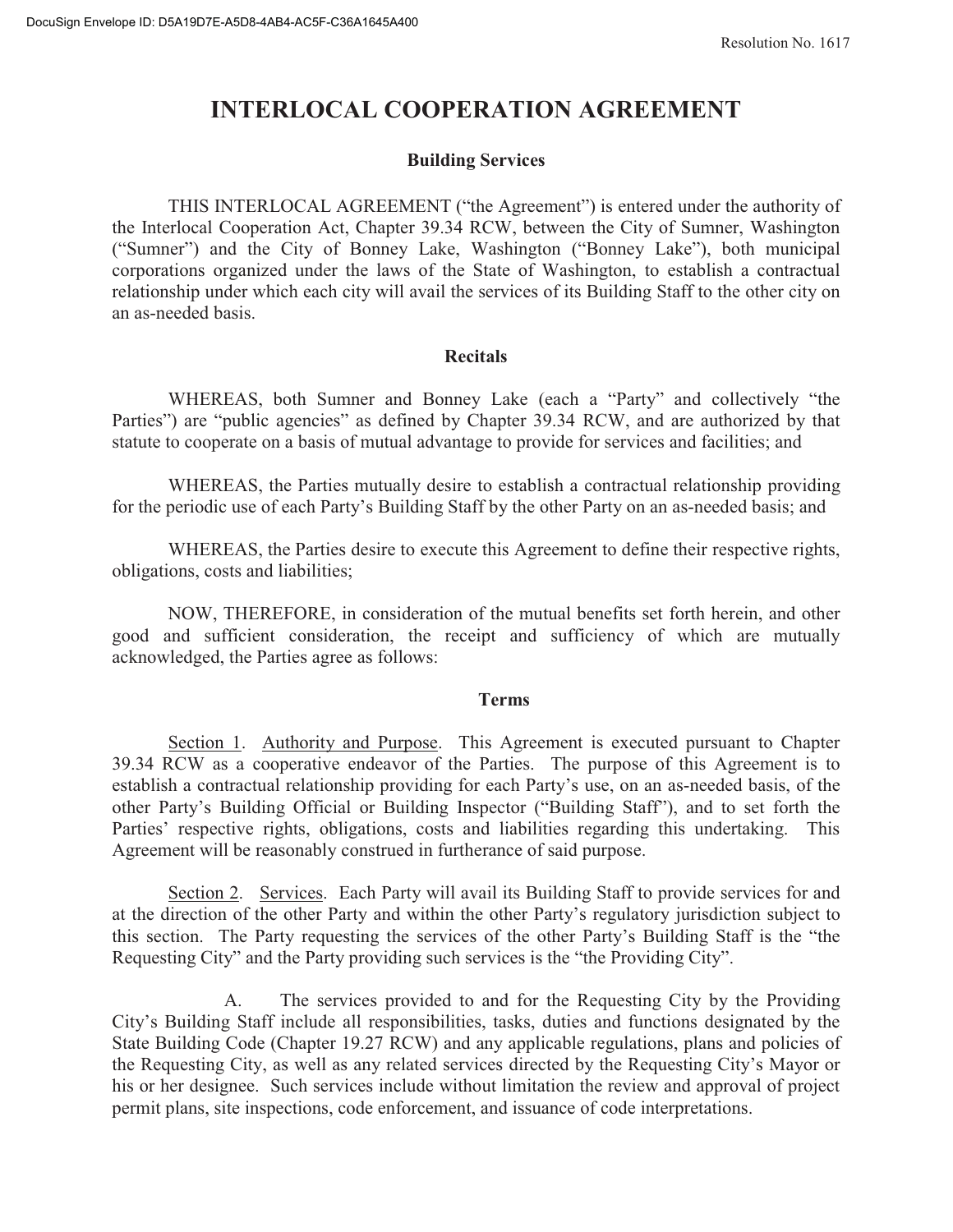# INTERLOCAL COOPERATION AGREEMENT

## Building Services

THIS INTERLOCAL AGREEMENT ("the Agreement") is entered under the authority of the Interlocal Cooperation Act, Chapter 39.34 RCW, between the City of Sumner, Washington ("Sumner") and the City of Bonney Lake, Washington ("Bonney Lake"), both municipal corporations organized under the laws of the State of Washington, to establish a contractual relationship under which each city will avail the services of its Building Staff to the other city on an as-needed basis.

## Recitals

WHEREAS, both Sumner and Bonney Lake (each a "Party" and collectively "the Parties") are "public agencies" as defined by Chapter 39.34 RCW, and are authorized by that statute to cooperate on a basis of mutual advantage to provide for services and facilities; and

WHEREAS, the Parties mutually desire to establish a contractual relationship providing for the periodic use of each Party's Building Staff by the other Party on an as-needed basis; and

WHEREAS, the Parties desire to execute this Agreement to define their respective rights, obligations, costs and liabilities;

NOW, THEREFORE, in consideration of the mutual benefits set forth herein, and other good and sufficient consideration, the receipt and sufficiency of which are mutually acknowledged, the Parties agree as follows:

## Terms

Section 1. Authority and Purpose. This Agreement is executed pursuant to Chapter 39.34 RCW as a cooperative endeavor of the Parties. The purpose of this Agreement is to establish a contractual relationship providing for each Party's use, on an as-needed basis, of the other Party's Building Official or Building Inspector ("Building Staff"), and to set forth the Parties' respective rights, obligations, costs and liabilities regarding this undertaking. This Agreement will be reasonably construed in furtherance of said purpose.

Section 2. Services. Each Party will avail its Building Staff to provide services for and at the direction of the other Party and within the other Party's regulatory jurisdiction subject to this section. The Party requesting the services of the other Party's Building Staff is the "the Requesting City" and the Party providing such services is the "the Providing City".

A. The services provided to and for the Requesting City by the Providing City's Building Staff include all responsibilities, tasks, duties and functions designated by the State Building Code (Chapter 19.27 RCW) and any applicable regulations, plans and policies of the Requesting City, as well as any related services directed by the Requesting City's Mayor or his or her designee. Such services include without limitation the review and approval of project permit plans, site inspections, code enforcement, and issuance of code interpretations.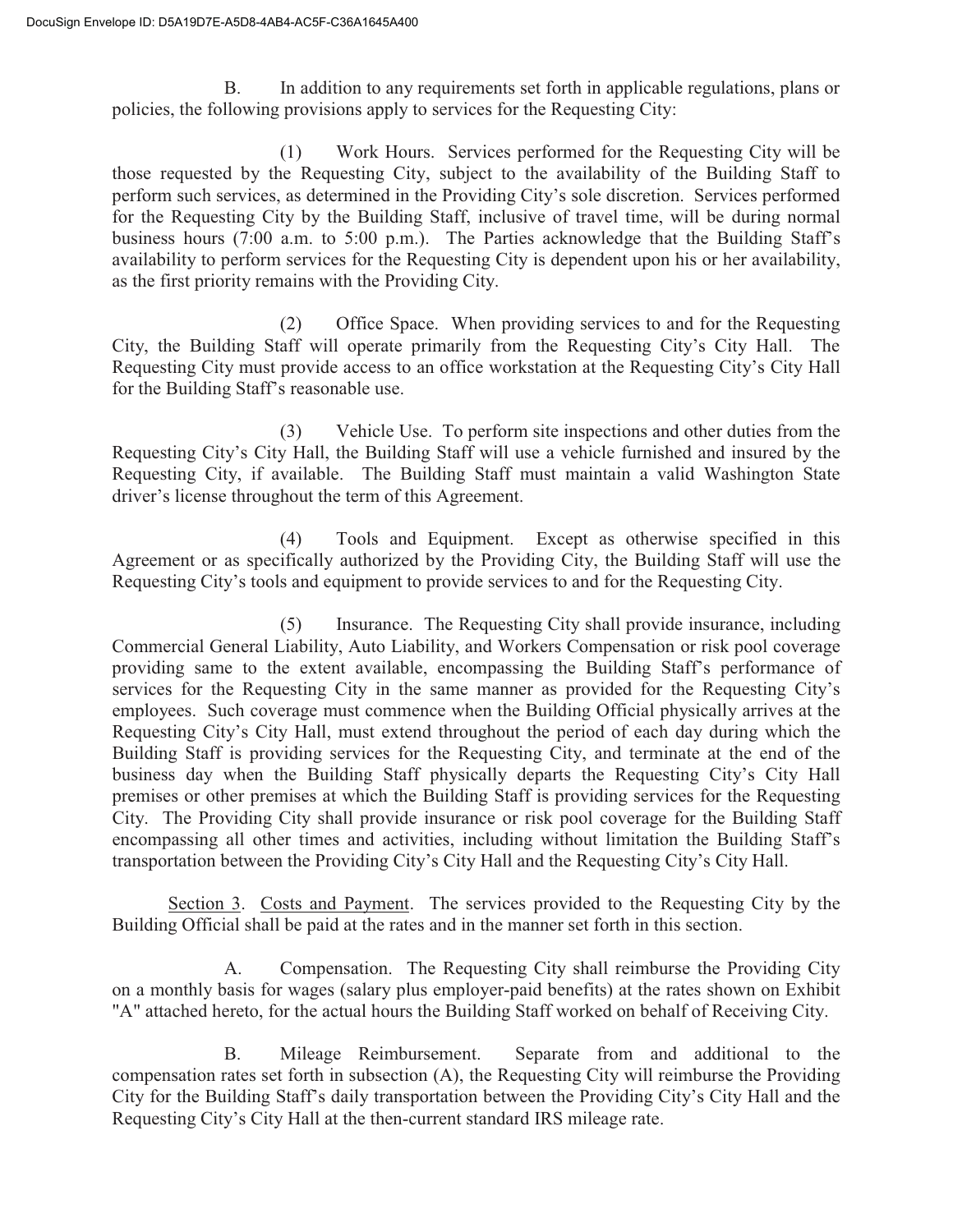B. In addition to any requirements set forth in applicable regulations, plans or policies, the following provisions apply to services for the Requesting City:

(1) Work Hours. Services performed for the Requesting City will be those requested by the Requesting City, subject to the availability of the Building Staff to perform such services, as determined in the Providing City's sole discretion. Services performed for the Requesting City by the Building Staff, inclusive of travel time, will be during normal business hours (7:00 a.m. to 5:00 p.m.). The Parties acknowledge that the Building Staff's availability to perform services for the Requesting City is dependent upon his or her availability, as the first priority remains with the Providing City.

(2) Office Space. When providing services to and for the Requesting City, the Building Staff will operate primarily from the Requesting City's City Hall. The Requesting City must provide access to an office workstation at the Requesting City's City Hall for the Building Staff's reasonable use.

(3) Vehicle Use. To perform site inspections and other duties from the Requesting City's City Hall, the Building Staff will use a vehicle furnished and insured by the Requesting City, if available. The Building Staff must maintain a valid Washington State driver's license throughout the term of this Agreement.

(4) Tools and Equipment. Except as otherwise specified in this Agreement or as specifically authorized by the Providing City, the Building Staff will use the Requesting City's tools and equipment to provide services to and for the Requesting City.

(5) Insurance. The Requesting City shall provide insurance, including Commercial General Liability, Auto Liability, and Workers Compensation or risk pool coverage providing same to the extent available, encompassing the Building Staff's performance of services for the Requesting City in the same manner as provided for the Requesting City's employees. Such coverage must commence when the Building Official physically arrives at the Requesting City's City Hall, must extend throughout the period of each day during which the Building Staff is providing services for the Requesting City, and terminate at the end of the business day when the Building Staff physically departs the Requesting City's City Hall premises or other premises at which the Building Staff is providing services for the Requesting City. The Providing City shall provide insurance or risk pool coverage for the Building Staff encompassing all other times and activities, including without limitation the Building Staff's transportation between the Providing City's City Hall and the Requesting City's City Hall.

Section 3. Costs and Payment. The services provided to the Requesting City by the Building Official shall be paid at the rates and in the manner set forth in this section.

A. Compensation. The Requesting City shall reimburse the Providing City on a monthly basis for wages (salary plus employer-paid benefits) at the rates shown on Exhibit "A" attached hereto, for the actual hours the Building Staff worked on behalf of Receiving City.

B. Mileage Reimbursement. Separate from and additional to the compensation rates set forth in subsection (A), the Requesting City will reimburse the Providing City for the Building Staff's daily transportation between the Providing City's City Hall and the Requesting City's City Hall at the then-current standard IRS mileage rate.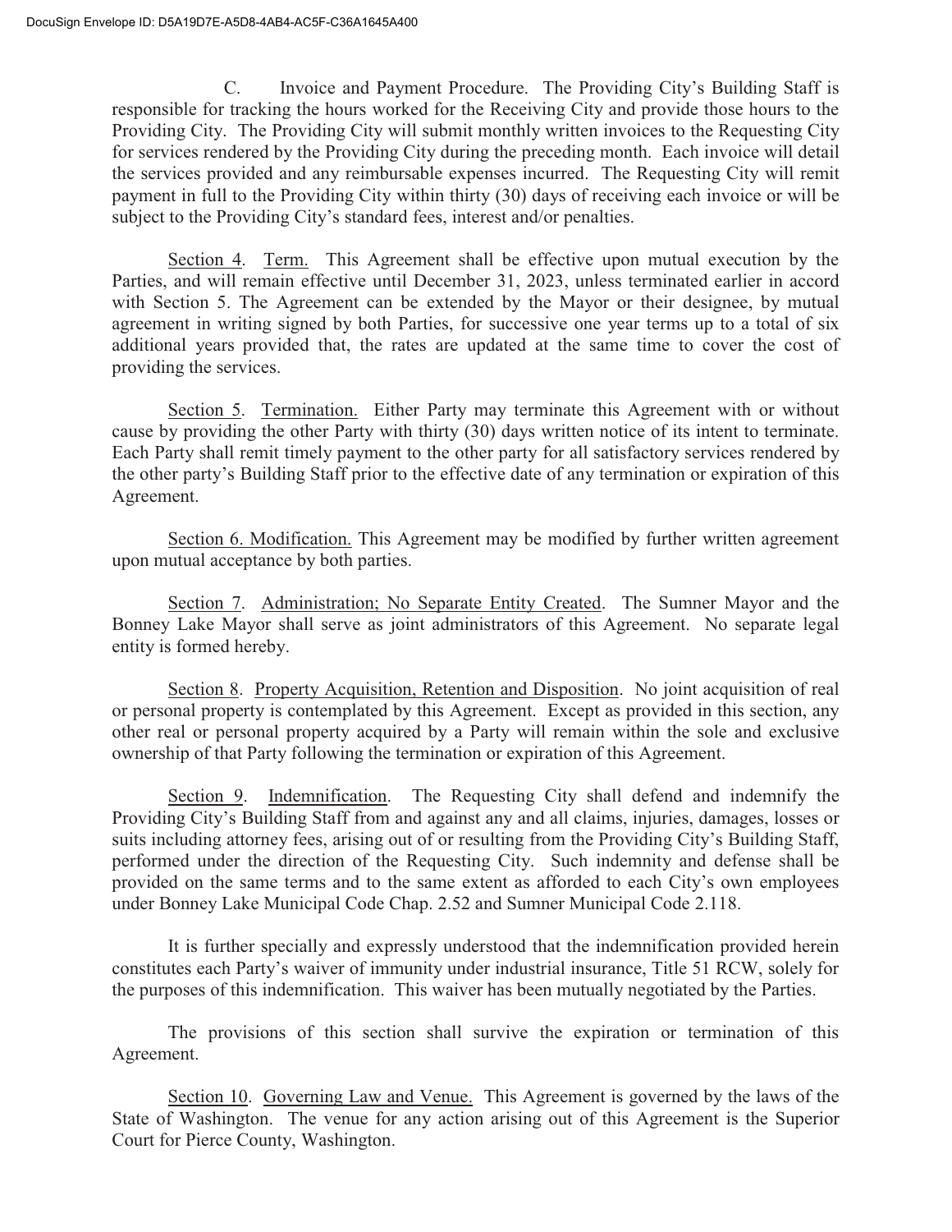C. Invoice and Payment Procedure. The Providing City's Building Staff is responsible for tracking the hours worked for the Receiving City and provide those hours to the Providing City. The Providing City will submit monthly written invoices to the Requesting City for services rendered by the Providing City during the preceding month. Each invoice will detail the services provided and any reimbursable expenses incurred. The Requesting City will remit payment in full to the Providing City within thirty (30) days of receiving each invoice or will be subject to the Providing City's standard fees, interest and/or penalties.

Section 4. Term. This Agreement shall be effective upon mutual execution by the Parties, and will remain effective until December 31, 2023, unless terminated earlier in accord with Section 5. The Agreement can be extended by the Mayor or their designee, by mutual agreement in writing signed by both Parties, for successive one year terms up to a total of six additional years provided that, the rates are updated at the same time to cover the cost of providing the services.

Section 5. Termination. Either Party may terminate this Agreement with or without cause by providing the other Party with thirty (30) days written notice of its intent to terminate. Each Party shall remit timely payment to the other party for all satisfactory services rendered by the other party's Building Staff prior to the effective date of any termination or expiration of this Agreement.

Section 6. Modification. This Agreement may be modified by further written agreement upon mutual acceptance by both parties.

Section 7. Administration; No Separate Entity Created. The Sumner Mayor and the Bonney Lake Mayor shall serve as joint administrators of this Agreement. No separate legal entity is formed hereby.

Section 8. Property Acquisition, Retention and Disposition. No joint acquisition of real or personal property is contemplated by this Agreement. Except as provided in this section, any other real or personal property acquired by a Party will remain within the sole and exclusive ownership of that Party following the termination or expiration of this Agreement.

Section 9. Indemnification. The Requesting City shall defend and indemnify the Providing City's Building Staff from and against any and all claims, injuries, damages, losses or suits including attorney fees, arising out of or resulting from the Providing City's Building Staff, performed under the direction of the Requesting City. Such indemnity and defense shall be provided on the same terms and to the same extent as afforded to each City's own employees under Bonney Lake Municipal Code Chap. 2.52 and Sumner Municipal Code 2.118.

It is further specially and expressly understood that the indemnification provided herein constitutes each Party's waiver of immunity under industrial insurance, Title 51 RCW, solely for the purposes of this indemnification. This waiver has been mutually negotiated by the Parties.

The provisions of this section shall survive the expiration or termination of this Agreement.

Section 10. Governing Law and Venue. This Agreement is governed by the laws of the State of Washington. The venue for any action arising out of this Agreement is the Superior Court for Pierce County, Washington.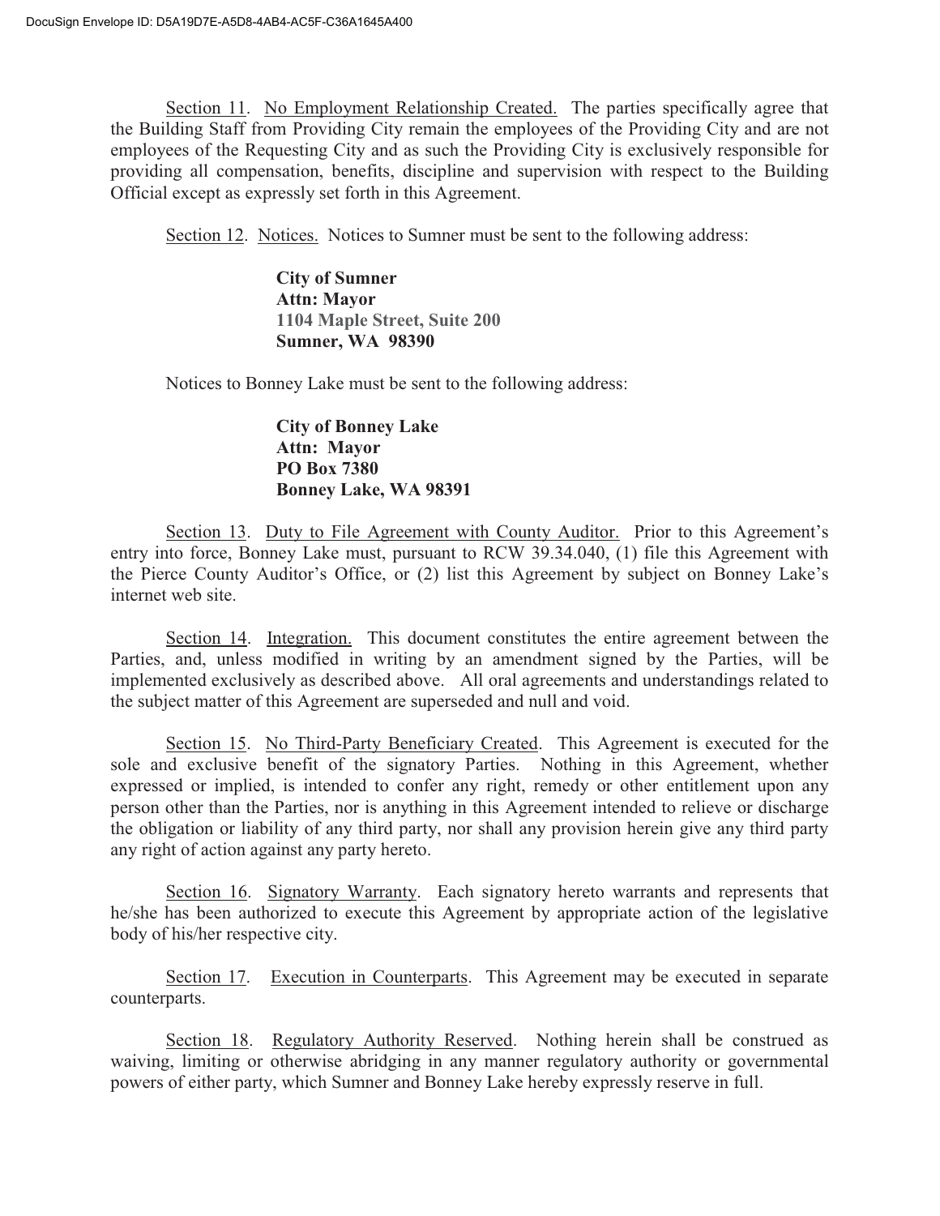Section 11. No Employment Relationship Created. The parties specifically agree that the Building Staff from Providing City remain the employees of the Providing City and are not employees of the Requesting City and as such the Providing City is exclusively responsible for providing all compensation, benefits, discipline and supervision with respect to the Building Official except as expressly set forth in this Agreement.

Section 12. Notices. Notices to Sumner must be sent to the following address:

> **City of Sumner**
> **Attn: Mayor**
> **1104 Maple Street, Suite 200**
> **Sumner, WA 98390**

Notices to Bonney Lake must be sent to the following address:

> **City of Bonney Lake**
> **Attn: Mayor**
> **PO Box 7380**
> **Bonney Lake, WA 98391**

Section 13. Duty to File Agreement with County Auditor. Prior to this Agreement's entry into force, Bonney Lake must, pursuant to RCW 39.34.040, (1) file this Agreement with the Pierce County Auditor's Office, or (2) list this Agreement by subject on Bonney Lake's internet web site.

Section 14. Integration. This document constitutes the entire agreement between the Parties, and, unless modified in writing by an amendment signed by the Parties, will be implemented exclusively as described above. All oral agreements and understandings related to the subject matter of this Agreement are superseded and null and void.

Section 15. No Third-Party Beneficiary Created. This Agreement is executed for the sole and exclusive benefit of the signatory Parties. Nothing in this Agreement, whether expressed or implied, is intended to confer any right, remedy or other entitlement upon any person other than the Parties, nor is anything in this Agreement intended to relieve or discharge the obligation or liability of any third party, nor shall any provision herein give any third party any right of action against any party hereto.

Section 16. Signatory Warranty. Each signatory hereto warrants and represents that he/she has been authorized to execute this Agreement by appropriate action of the legislative body of his/her respective city.

Section 17. Execution in Counterparts. This Agreement may be executed in separate counterparts.

Section 18. Regulatory Authority Reserved. Nothing herein shall be construed as waiving, limiting or otherwise abridging in any manner regulatory authority or governmental powers of either party, which Sumner and Bonney Lake hereby expressly reserve in full.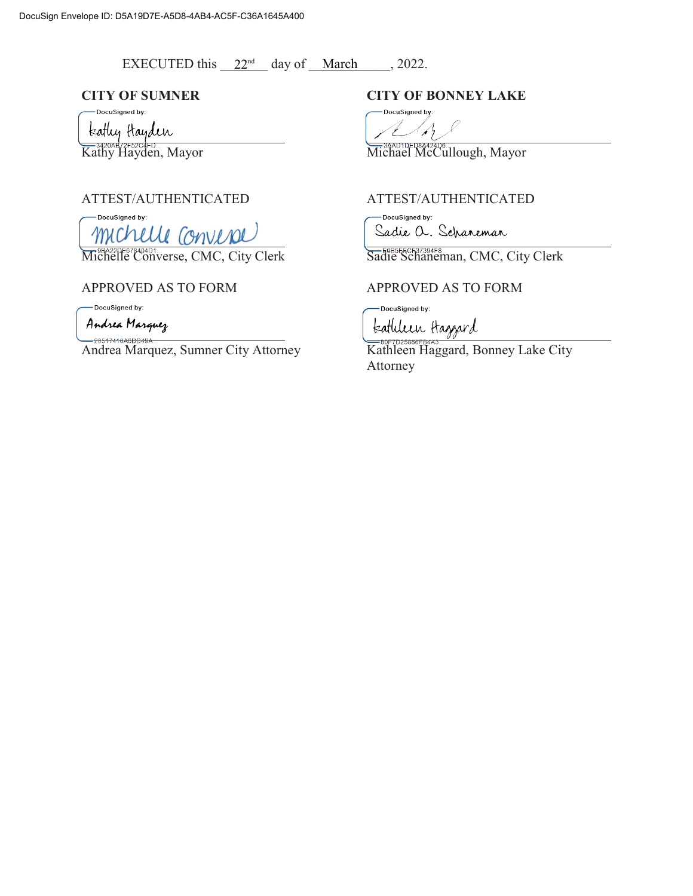EXECUTED this 22[nd] day of March, 2022.

**CITY OF SUMNER**

DocuSigned by:
Kathy Hayden
3420AB72F52C4FD

Kathy Hayden, Mayor

ATTEST/AUTHENTICATED

DocuSigned by:
Michelle Converse
9BA22DF678404D1

Michelle Converse, CMC, City Clerk

APPROVED AS TO FORM

DocuSigned by:
Andrea Marquez
2C517410A6DD49A

Andrea Marquez, Sumner City Attorney

**CITY OF BONNEY LAKE**

DocuSigned by:
3AAD1DED8A424D8

Michael McCullough, Mayor

ATTEST/AUTHENTICATED

DocuSigned by:
Sadie A. Schaneman
E9B5EECF37394F8

Sadie Schaneman, CMC, City Clerk

APPROVED AS TO FORM

DocuSigned by:
Kathleen Haggard
80F7D25880FE4A3

Kathleen Haggard, Bonney Lake City Attorney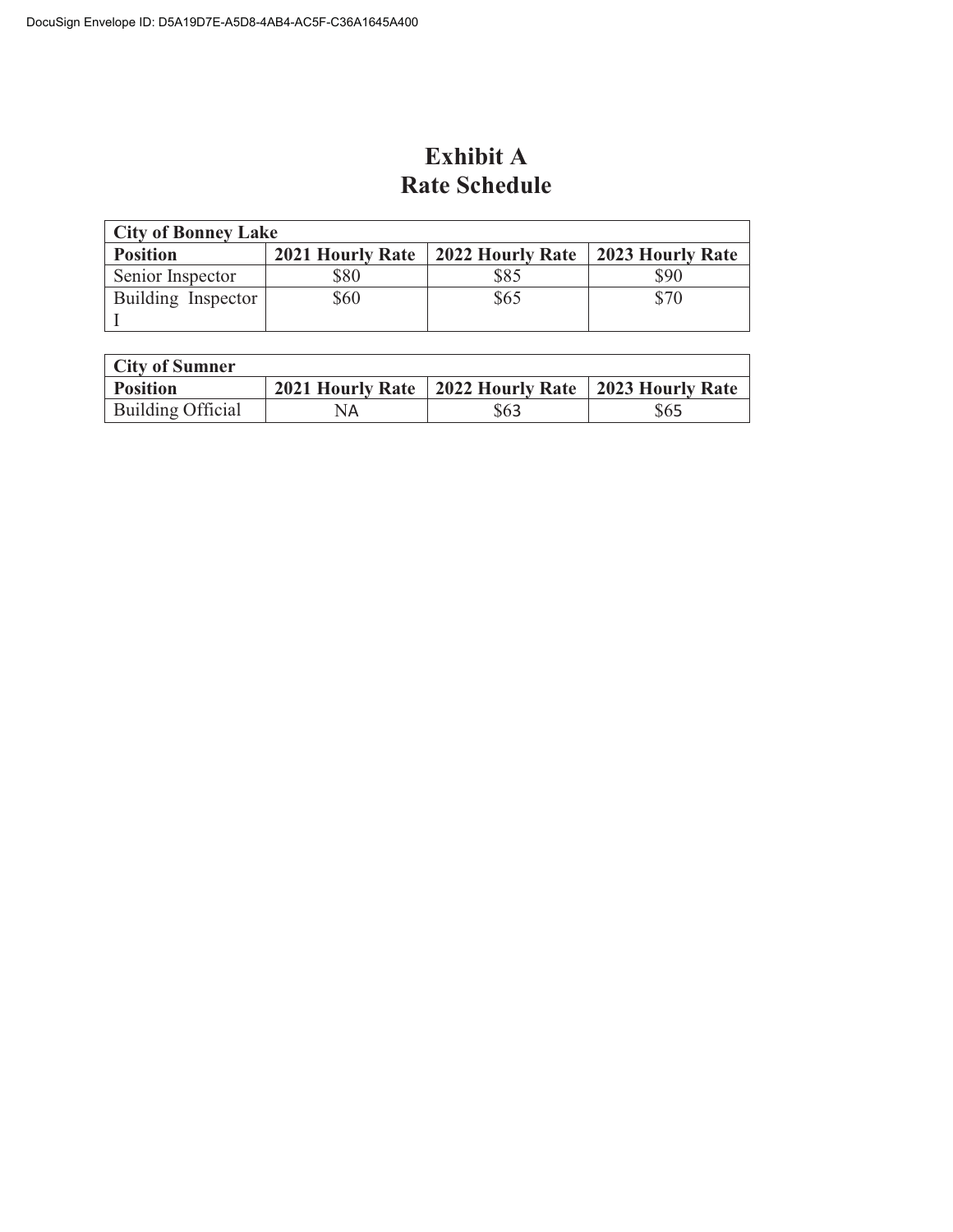# Exhibit A
## Rate Schedule

| City of Bonney Lake | | | |
|---|---|---|---|
| **Position** | **2021 Hourly Rate** | **2022 Hourly Rate** | **2023 Hourly Rate** |
| Senior Inspector | $80 | $85 | $90 |
| Building Inspector I | $60 | $65 | $70 |

| City of Sumner | | | |
|---|---|---|---|
| **Position** | **2021 Hourly Rate** | **2022 Hourly Rate** | **2023 Hourly Rate** |
| Building Official | NA | $63 | $65 |